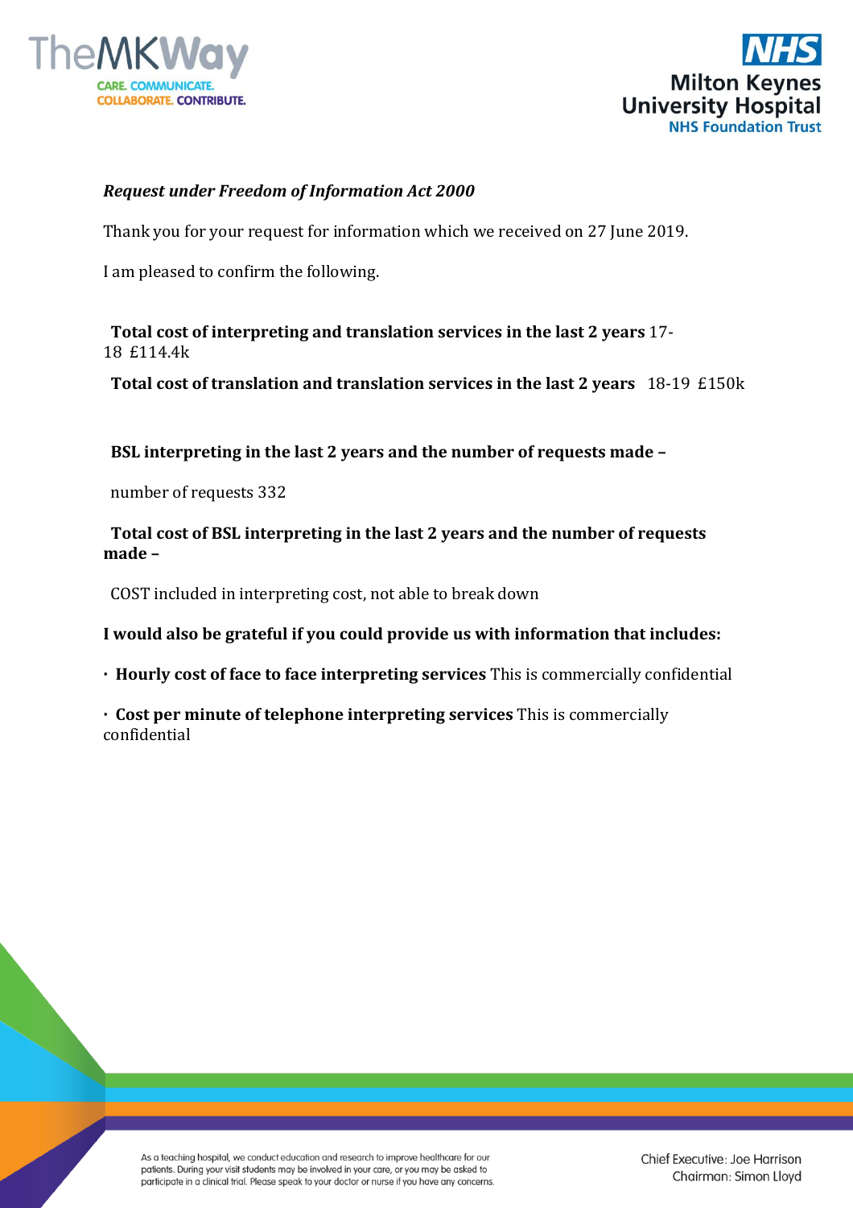*Request under Freedom of Information Act 2000*

Thank you for your request for information which we received on 27 June 2019.

I am pleased to confirm the following.

**Total cost of interpreting and translation services in the last 2 years** 17-18 £114.4k

**Total cost of translation and translation services in the last 2 years** 18-19 £150k

**BSL interpreting in the last 2 years and the number of requests made –**

number of requests 332

**Total cost of BSL interpreting in the last 2 years and the number of requests made –**

COST included in interpreting cost, not able to break down

**I would also be grateful if you could provide us with information that includes:**

- **Hourly cost of face to face interpreting services** This is commercially confidential
- **Cost per minute of telephone interpreting services** This is commercially confidential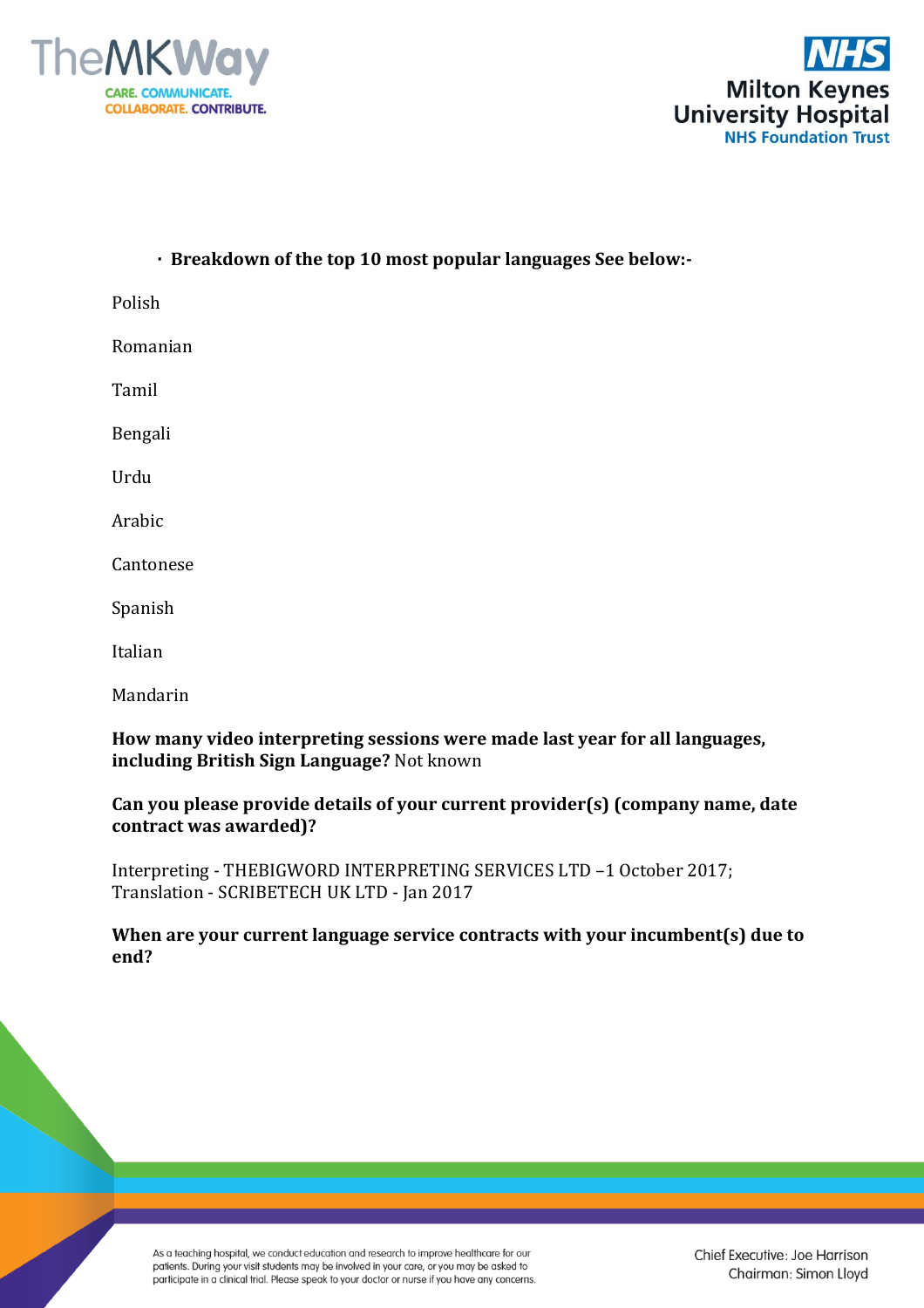- **Breakdown of the top 10 most popular languages See below:-**

Polish

Romanian

Tamil

Bengali

Urdu

Arabic

Cantonese

Spanish

Italian

Mandarin

**How many video interpreting sessions were made last year for all languages, including British Sign Language?** Not known

**Can you please provide details of your current provider(s) (company name, date contract was awarded)?**

Interpreting - THEBIGWORD INTERPRETING SERVICES LTD –1 October 2017;
Translation - SCRIBETECH UK LTD - Jan 2017

**When are your current language service contracts with your incumbent(s) due to end?**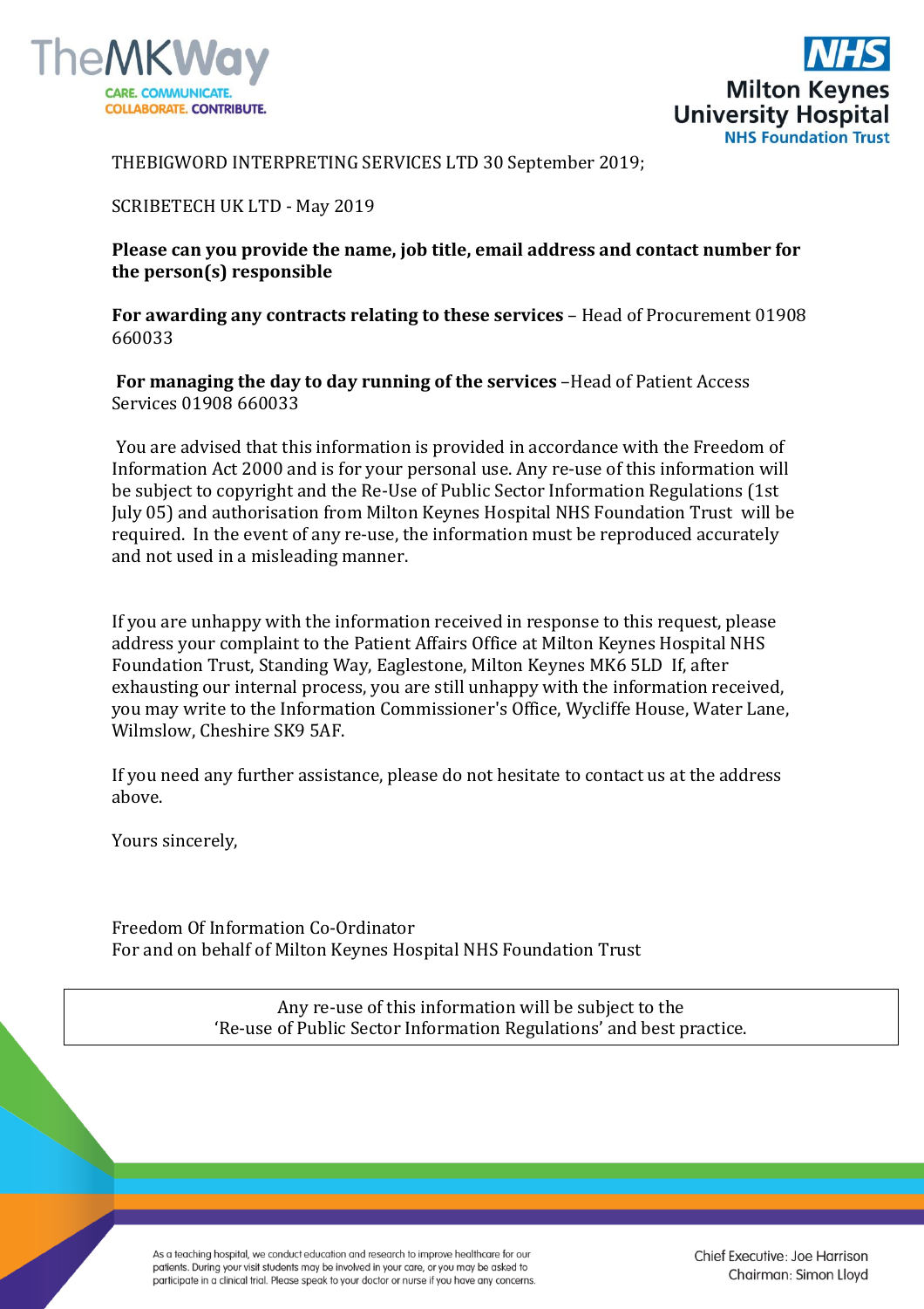THEBIGWORD INTERPRETING SERVICES LTD 30 September 2019;

SCRIBETECH UK LTD - May 2019

**Please can you provide the name, job title, email address and contact number for the person(s) responsible**

**For awarding any contracts relating to these services** – Head of Procurement 01908 660033

**For managing the day to day running of the services** –Head of Patient Access Services 01908 660033

You are advised that this information is provided in accordance with the Freedom of Information Act 2000 and is for your personal use. Any re-use of this information will be subject to copyright and the Re-Use of Public Sector Information Regulations (1st July 05) and authorisation from Milton Keynes Hospital NHS Foundation Trust will be required. In the event of any re-use, the information must be reproduced accurately and not used in a misleading manner.

If you are unhappy with the information received in response to this request, please address your complaint to the Patient Affairs Office at Milton Keynes Hospital NHS Foundation Trust, Standing Way, Eaglestone, Milton Keynes MK6 5LD If, after exhausting our internal process, you are still unhappy with the information received, you may write to the Information Commissioner's Office, Wycliffe House, Water Lane, Wilmslow, Cheshire SK9 5AF.

If you need any further assistance, please do not hesitate to contact us at the address above.

Yours sincerely,

Freedom Of Information Co-Ordinator
For and on behalf of Milton Keynes Hospital NHS Foundation Trust

Any re-use of this information will be subject to the 'Re-use of Public Sector Information Regulations' and best practice.